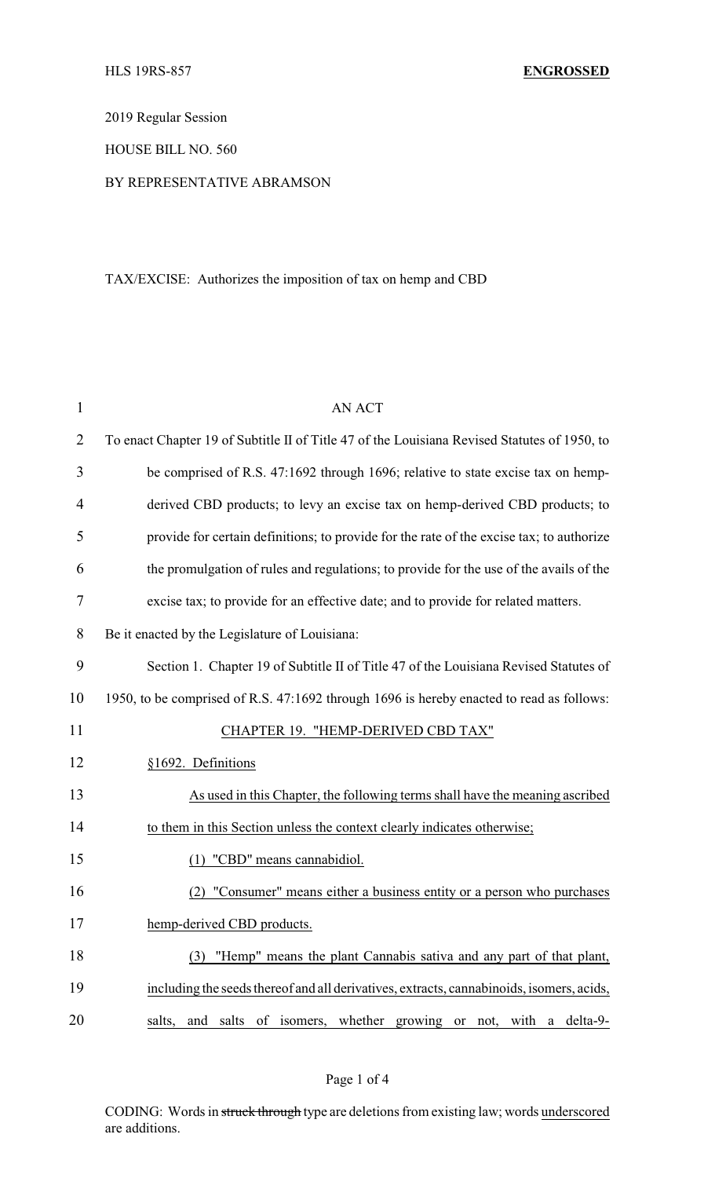HLS 19RS-857 **ENGROSSED**

2019 Regular Session

HOUSE BILL NO. 560

BY REPRESENTATIVE ABRAMSON

TAX/EXCISE: Authorizes the imposition of tax on hemp and CBD

AN ACT

To enact Chapter 19 of Subtitle II of Title 47 of the Louisiana Revised Statutes of 1950, to be comprised of R.S. 47:1692 through 1696; relative to state excise tax on hemp-derived CBD products; to levy an excise tax on hemp-derived CBD products; to provide for certain definitions; to provide for the rate of the excise tax; to authorize the promulgation of rules and regulations; to provide for the use of the avails of the excise tax; to provide for an effective date; and to provide for related matters.

Be it enacted by the Legislature of Louisiana:

Section 1. Chapter 19 of Subtitle II of Title 47 of the Louisiana Revised Statutes of 1950, to be comprised of R.S. 47:1692 through 1696 is hereby enacted to read as follows:

CHAPTER 19. "HEMP-DERIVED CBD TAX"

§1692. Definitions

As used in this Chapter, the following terms shall have the meaning ascribed to them in this Section unless the context clearly indicates otherwise;

(1) "CBD" means cannabidiol.

(2) "Consumer" means either a business entity or a person who purchases hemp-derived CBD products.

(3) "Hemp" means the plant Cannabis sativa and any part of that plant, including the seeds thereof and all derivatives, extracts, cannabinoids, isomers, acids, salts, and salts of isomers, whether growing or not, with a delta-9-

CODING: Words in ~~struck through~~ type are deletions from existing law; words underscored are additions.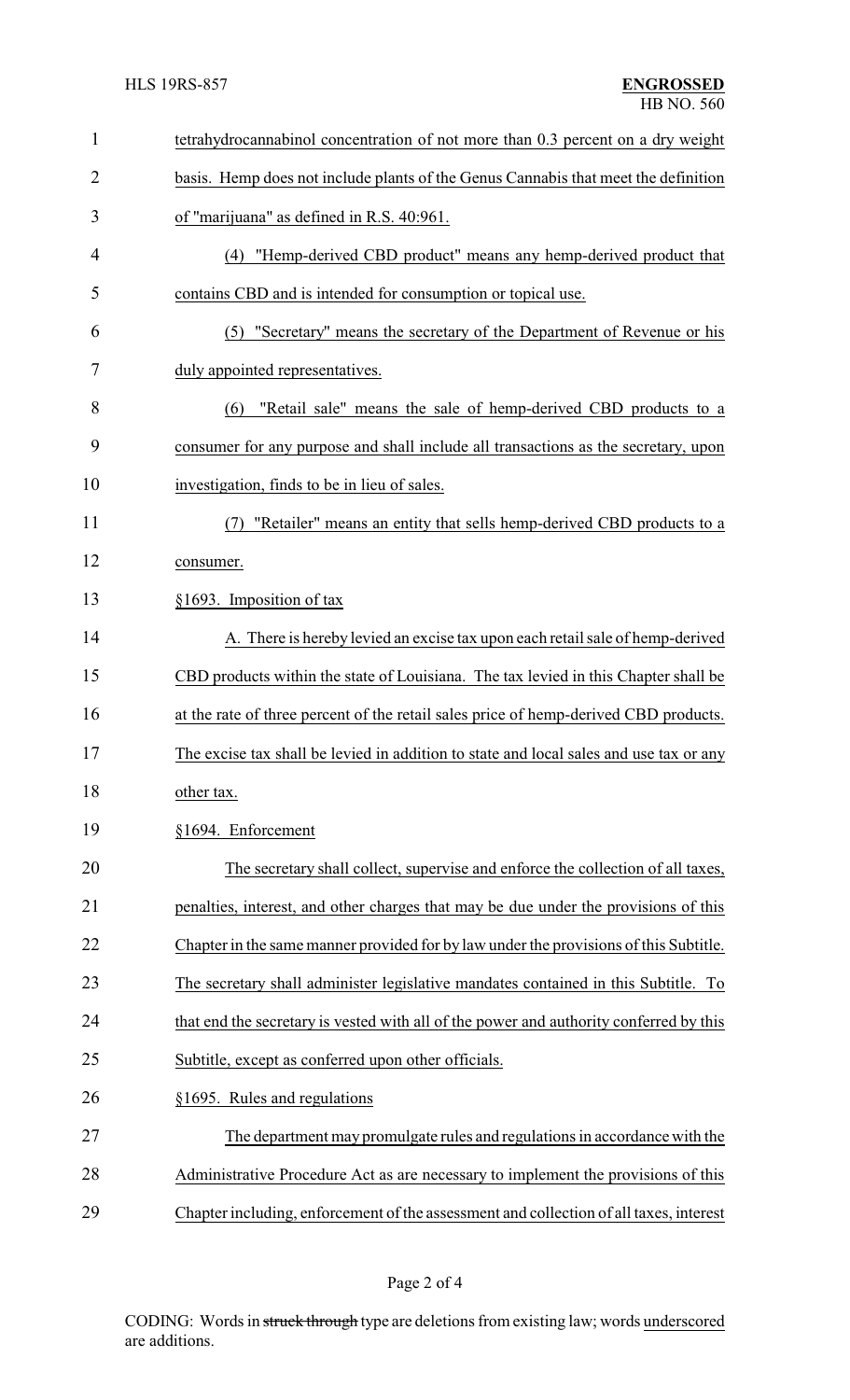tetrahydrocannabinol concentration of not more than 0.3 percent on a dry weight basis. Hemp does not include plants of the Genus Cannabis that meet the definition of "marijuana" as defined in R.S. 40:961.

(4) "Hemp-derived CBD product" means any hemp-derived product that contains CBD and is intended for consumption or topical use.

(5) "Secretary" means the secretary of the Department of Revenue or his duly appointed representatives.

(6) "Retail sale" means the sale of hemp-derived CBD products to a consumer for any purpose and shall include all transactions as the secretary, upon investigation, finds to be in lieu of sales.

(7) "Retailer" means an entity that sells hemp-derived CBD products to a consumer.

§1693. Imposition of tax

A. There is hereby levied an excise tax upon each retail sale of hemp-derived CBD products within the state of Louisiana. The tax levied in this Chapter shall be at the rate of three percent of the retail sales price of hemp-derived CBD products. The excise tax shall be levied in addition to state and local sales and use tax or any other tax.

§1694. Enforcement

The secretary shall collect, supervise and enforce the collection of all taxes, penalties, interest, and other charges that may be due under the provisions of this Chapter in the same manner provided for by law under the provisions of this Subtitle. The secretary shall administer legislative mandates contained in this Subtitle. To that end the secretary is vested with all of the power and authority conferred by this Subtitle, except as conferred upon other officials.

§1695. Rules and regulations

The department may promulgate rules and regulations in accordance with the Administrative Procedure Act as are necessary to implement the provisions of this Chapter including, enforcement of the assessment and collection of all taxes, interest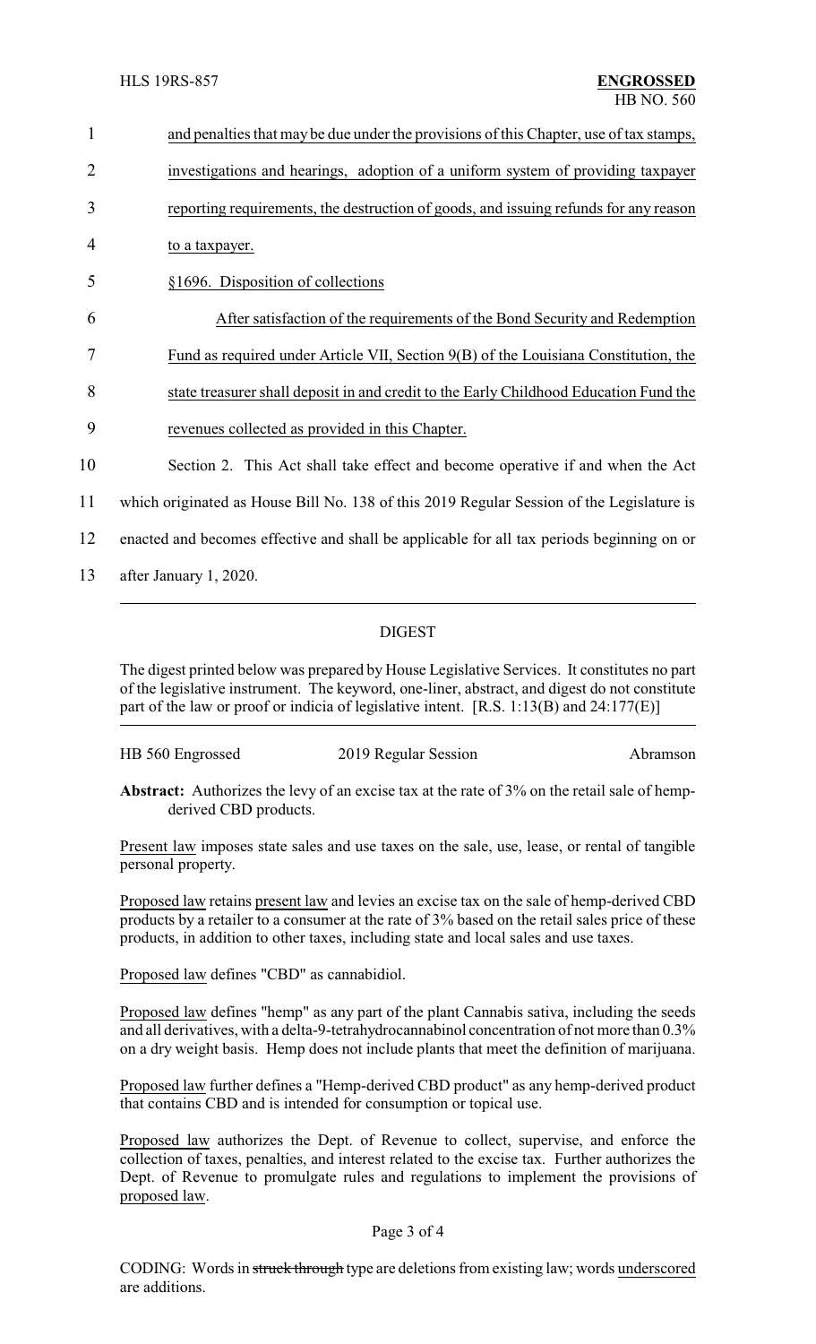and penalties that may be due under the provisions of this Chapter, use of tax stamps, investigations and hearings, adoption of a uniform system of providing taxpayer reporting requirements, the destruction of goods, and issuing refunds for any reason to a taxpayer.

§1696. Disposition of collections

After satisfaction of the requirements of the Bond Security and Redemption Fund as required under Article VII, Section 9(B) of the Louisiana Constitution, the state treasurer shall deposit in and credit to the Early Childhood Education Fund the revenues collected as provided in this Chapter.

Section 2. This Act shall take effect and become operative if and when the Act which originated as House Bill No. 138 of this 2019 Regular Session of the Legislature is enacted and becomes effective and shall be applicable for all tax periods beginning on or after January 1, 2020.

---

## DIGEST

The digest printed below was prepared by House Legislative Services. It constitutes no part of the legislative instrument. The keyword, one-liner, abstract, and digest do not constitute part of the law or proof or indicia of legislative intent. [R.S. 1:13(B) and 24:177(E)]

HB 560 Engrossed — 2019 Regular Session — Abramson

**Abstract:** Authorizes the levy of an excise tax at the rate of 3% on the retail sale of hemp-derived CBD products.

Present law imposes state sales and use taxes on the sale, use, lease, or rental of tangible personal property.

Proposed law retains present law and levies an excise tax on the sale of hemp-derived CBD products by a retailer to a consumer at the rate of 3% based on the retail sales price of these products, in addition to other taxes, including state and local sales and use taxes.

Proposed law defines "CBD" as cannabidiol.

Proposed law defines "hemp" as any part of the plant Cannabis sativa, including the seeds and all derivatives, with a delta-9-tetrahydrocannabinol concentration of not more than 0.3% on a dry weight basis. Hemp does not include plants that meet the definition of marijuana.

Proposed law further defines a "Hemp-derived CBD product" as any hemp-derived product that contains CBD and is intended for consumption or topical use.

Proposed law authorizes the Dept. of Revenue to collect, supervise, and enforce the collection of taxes, penalties, and interest related to the excise tax. Further authorizes the Dept. of Revenue to promulgate rules and regulations to implement the provisions of proposed law.

CODING: Words in ~~struck through~~ type are deletions from existing law; words underscored are additions.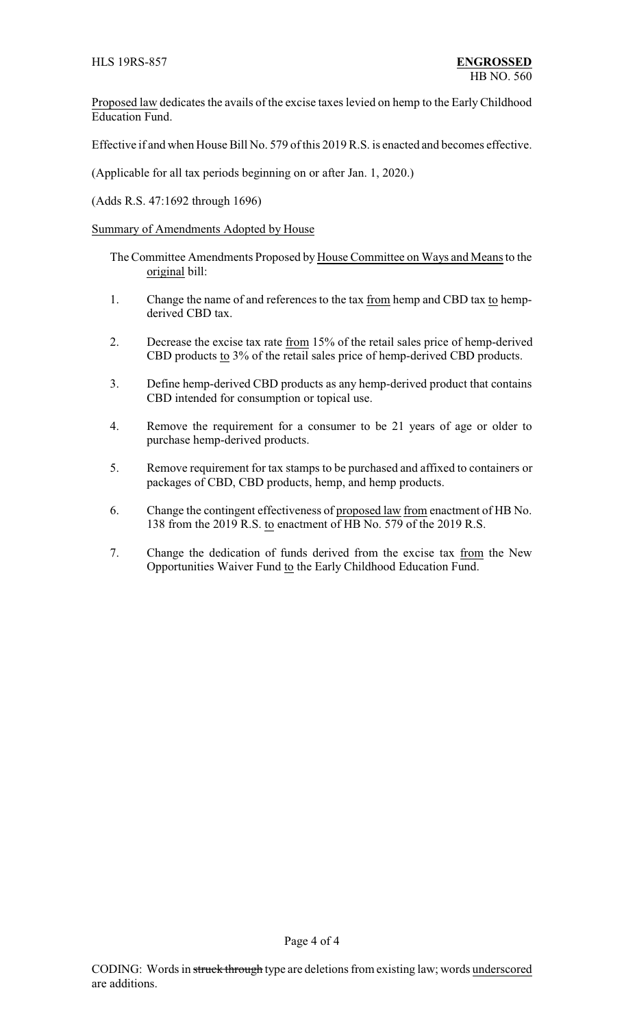Proposed law dedicates the avails of the excise taxes levied on hemp to the Early Childhood Education Fund.

Effective if and when House Bill No. 579 of this 2019 R.S. is enacted and becomes effective.

(Applicable for all tax periods beginning on or after Jan. 1, 2020.)

(Adds R.S. 47:1692 through 1696)

Summary of Amendments Adopted by House

The Committee Amendments Proposed by House Committee on Ways and Means to the original bill:

1. Change the name of and references to the tax from hemp and CBD tax to hemp-derived CBD tax.

2. Decrease the excise tax rate from 15% of the retail sales price of hemp-derived CBD products to 3% of the retail sales price of hemp-derived CBD products.

3. Define hemp-derived CBD products as any hemp-derived product that contains CBD intended for consumption or topical use.

4. Remove the requirement for a consumer to be 21 years of age or older to purchase hemp-derived products.

5. Remove requirement for tax stamps to be purchased and affixed to containers or packages of CBD, CBD products, hemp, and hemp products.

6. Change the contingent effectiveness of proposed law from enactment of HB No. 138 from the 2019 R.S. to enactment of HB No. 579 of the 2019 R.S.

7. Change the dedication of funds derived from the excise tax from the New Opportunities Waiver Fund to the Early Childhood Education Fund.

CODING: Words in ~~struck through~~ type are deletions from existing law; words underscored are additions.